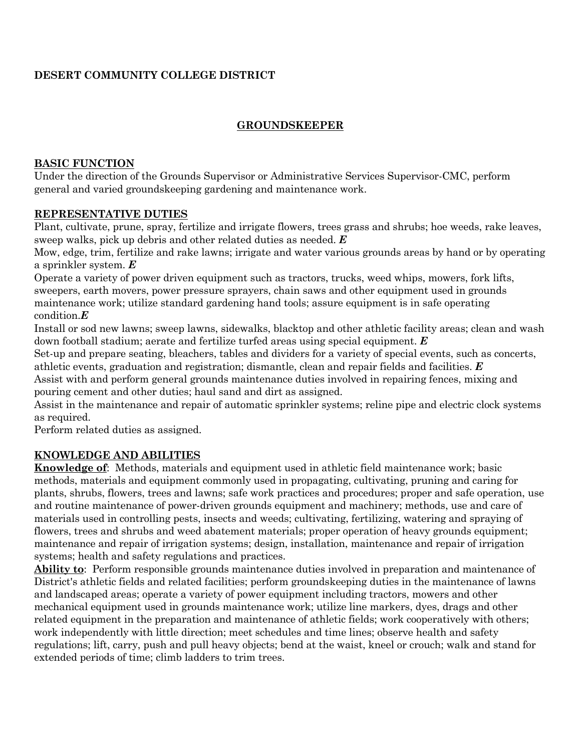**DESERT COMMUNITY COLLEGE DISTRICT**

## GROUNDSKEEPER

**BASIC FUNCTION**
Under the direction of the Grounds Supervisor or Administrative Services Supervisor-CMC, perform general and varied groundskeeping gardening and maintenance work.

**REPRESENTATIVE DUTIES**
Plant, cultivate, prune, spray, fertilize and irrigate flowers, trees grass and shrubs; hoe weeds, rake leaves, sweep walks, pick up debris and other related duties as needed. ***E***
Mow, edge, trim, fertilize and rake lawns; irrigate and water various grounds areas by hand or by operating a sprinkler system. ***E***
Operate a variety of power driven equipment such as tractors, trucks, weed whips, mowers, fork lifts, sweepers, earth movers, power pressure sprayers, chain saws and other equipment used in grounds maintenance work; utilize standard gardening hand tools; assure equipment is in safe operating condition.***E***
Install or sod new lawns; sweep lawns, sidewalks, blacktop and other athletic facility areas; clean and wash down football stadium; aerate and fertilize turfed areas using special equipment. ***E***
Set-up and prepare seating, bleachers, tables and dividers for a variety of special events, such as concerts, athletic events, graduation and registration; dismantle, clean and repair fields and facilities. ***E***
Assist with and perform general grounds maintenance duties involved in repairing fences, mixing and pouring cement and other duties; haul sand and dirt as assigned.
Assist in the maintenance and repair of automatic sprinkler systems; reline pipe and electric clock systems as required.
Perform related duties as assigned.

**KNOWLEDGE AND ABILITIES**
**Knowledge of**: Methods, materials and equipment used in athletic field maintenance work; basic methods, materials and equipment commonly used in propagating, cultivating, pruning and caring for plants, shrubs, flowers, trees and lawns; safe work practices and procedures; proper and safe operation, use and routine maintenance of power-driven grounds equipment and machinery; methods, use and care of materials used in controlling pests, insects and weeds; cultivating, fertilizing, watering and spraying of flowers, trees and shrubs and weed abatement materials; proper operation of heavy grounds equipment; maintenance and repair of irrigation systems; design, installation, maintenance and repair of irrigation systems; health and safety regulations and practices.
**Ability to**: Perform responsible grounds maintenance duties involved in preparation and maintenance of District's athletic fields and related facilities; perform groundskeeping duties in the maintenance of lawns and landscaped areas; operate a variety of power equipment including tractors, mowers and other mechanical equipment used in grounds maintenance work; utilize line markers, dyes, drags and other related equipment in the preparation and maintenance of athletic fields; work cooperatively with others; work independently with little direction; meet schedules and time lines; observe health and safety regulations; lift, carry, push and pull heavy objects; bend at the waist, kneel or crouch; walk and stand for extended periods of time; climb ladders to trim trees.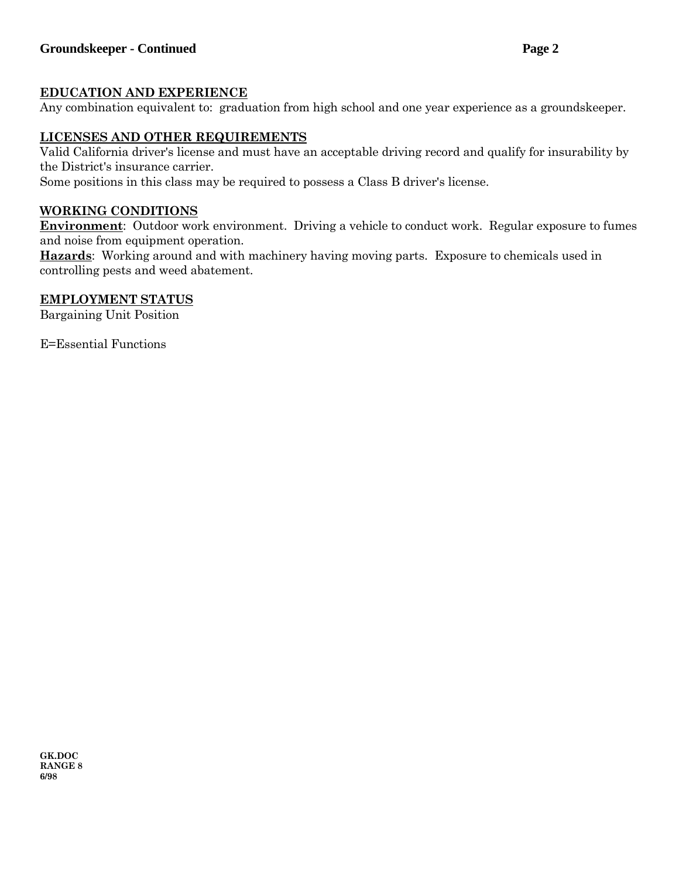## EDUCATION AND EXPERIENCE

Any combination equivalent to: graduation from high school and one year experience as a groundskeeper.

## LICENSES AND OTHER REQUIREMENTS

Valid California driver's license and must have an acceptable driving record and qualify for insurability by the District's insurance carrier.
Some positions in this class may be required to possess a Class B driver's license.

## WORKING CONDITIONS

**Environment**: Outdoor work environment. Driving a vehicle to conduct work. Regular exposure to fumes and noise from equipment operation.
**Hazards**: Working around and with machinery having moving parts. Exposure to chemicals used in controlling pests and weed abatement.

## EMPLOYMENT STATUS

Bargaining Unit Position

E=Essential Functions

**GK.DOC**
**RANGE 8**
**6/98**